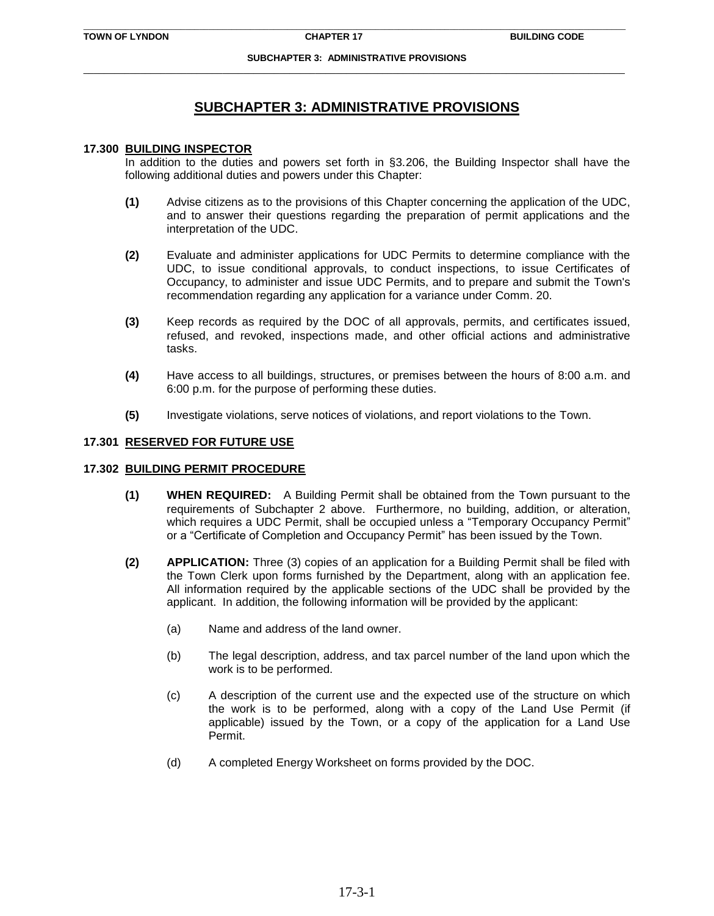# SUBCHAPTER 3: ADMINISTRATIVE PROVISIONS

## 17.300 BUILDING INSPECTOR

In addition to the duties and powers set forth in §3.206, the Building Inspector shall have the following additional duties and powers under this Chapter:

**(1)** Advise citizens as to the provisions of this Chapter concerning the application of the UDC, and to answer their questions regarding the preparation of permit applications and the interpretation of the UDC.

**(2)** Evaluate and administer applications for UDC Permits to determine compliance with the UDC, to issue conditional approvals, to conduct inspections, to issue Certificates of Occupancy, to administer and issue UDC Permits, and to prepare and submit the Town's recommendation regarding any application for a variance under Comm. 20.

**(3)** Keep records as required by the DOC of all approvals, permits, and certificates issued, refused, and revoked, inspections made, and other official actions and administrative tasks.

**(4)** Have access to all buildings, structures, or premises between the hours of 8:00 a.m. and 6:00 p.m. for the purpose of performing these duties.

**(5)** Investigate violations, serve notices of violations, and report violations to the Town.

## 17.301 RESERVED FOR FUTURE USE

## 17.302 BUILDING PERMIT PROCEDURE

**(1) WHEN REQUIRED:** A Building Permit shall be obtained from the Town pursuant to the requirements of Subchapter 2 above. Furthermore, no building, addition, or alteration, which requires a UDC Permit, shall be occupied unless a "Temporary Occupancy Permit" or a "Certificate of Completion and Occupancy Permit" has been issued by the Town.

**(2) APPLICATION:** Three (3) copies of an application for a Building Permit shall be filed with the Town Clerk upon forms furnished by the Department, along with an application fee. All information required by the applicable sections of the UDC shall be provided by the applicant. In addition, the following information will be provided by the applicant:

(a) Name and address of the land owner.

(b) The legal description, address, and tax parcel number of the land upon which the work is to be performed.

(c) A description of the current use and the expected use of the structure on which the work is to be performed, along with a copy of the Land Use Permit (if applicable) issued by the Town, or a copy of the application for a Land Use Permit.

(d) A completed Energy Worksheet on forms provided by the DOC.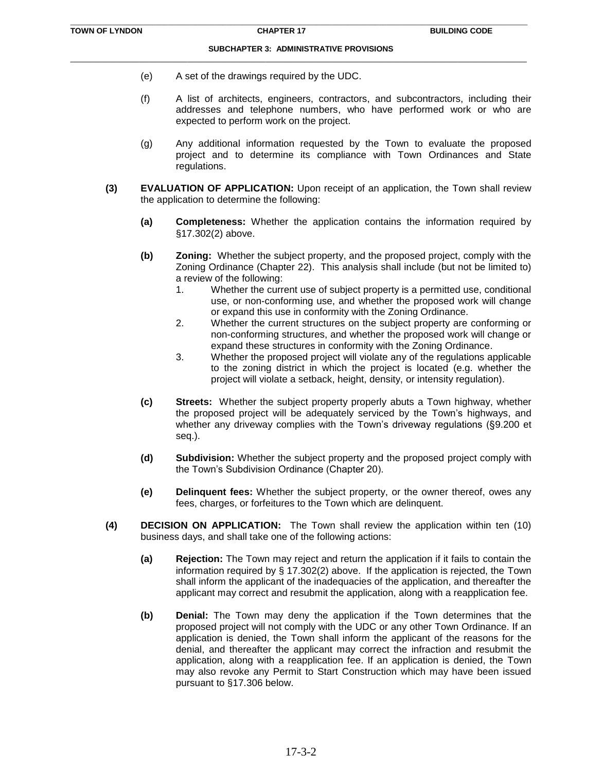(e) A set of the drawings required by the UDC.

(f) A list of architects, engineers, contractors, and subcontractors, including their addresses and telephone numbers, who have performed work or who are expected to perform work on the project.

(g) Any additional information requested by the Town to evaluate the proposed project and to determine its compliance with Town Ordinances and State regulations.

**(3) EVALUATION OF APPLICATION:** Upon receipt of an application, the Town shall review the application to determine the following:

**(a) Completeness:** Whether the application contains the information required by §17.302(2) above.

**(b) Zoning:** Whether the subject property, and the proposed project, comply with the Zoning Ordinance (Chapter 22). This analysis shall include (but not be limited to) a review of the following:

1. Whether the current use of subject property is a permitted use, conditional use, or non-conforming use, and whether the proposed work will change or expand this use in conformity with the Zoning Ordinance.
2. Whether the current structures on the subject property are conforming or non-conforming structures, and whether the proposed work will change or expand these structures in conformity with the Zoning Ordinance.
3. Whether the proposed project will violate any of the regulations applicable to the zoning district in which the project is located (e.g. whether the project will violate a setback, height, density, or intensity regulation).

**(c) Streets:** Whether the subject property properly abuts a Town highway, whether the proposed project will be adequately serviced by the Town's highways, and whether any driveway complies with the Town's driveway regulations (§9.200 et seq.).

**(d) Subdivision:** Whether the subject property and the proposed project comply with the Town's Subdivision Ordinance (Chapter 20).

**(e) Delinquent fees:** Whether the subject property, or the owner thereof, owes any fees, charges, or forfeitures to the Town which are delinquent.

**(4) DECISION ON APPLICATION:** The Town shall review the application within ten (10) business days, and shall take one of the following actions:

**(a) Rejection:** The Town may reject and return the application if it fails to contain the information required by § 17.302(2) above. If the application is rejected, the Town shall inform the applicant of the inadequacies of the application, and thereafter the applicant may correct and resubmit the application, along with a reapplication fee.

**(b) Denial:** The Town may deny the application if the Town determines that the proposed project will not comply with the UDC or any other Town Ordinance. If an application is denied, the Town shall inform the applicant of the reasons for the denial, and thereafter the applicant may correct the infraction and resubmit the application, along with a reapplication fee. If an application is denied, the Town may also revoke any Permit to Start Construction which may have been issued pursuant to §17.306 below.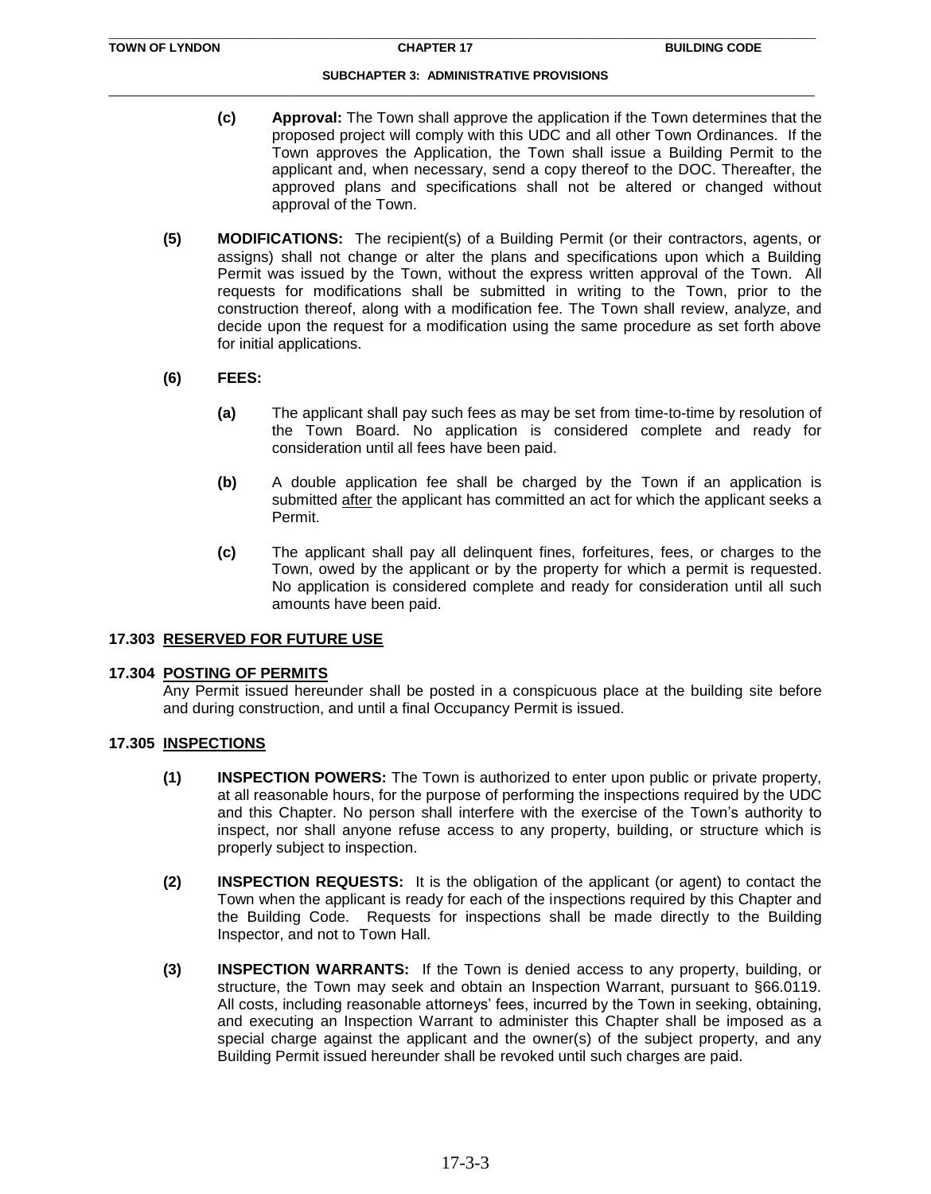**(c)** **Approval:** The Town shall approve the application if the Town determines that the proposed project will comply with this UDC and all other Town Ordinances. If the Town approves the Application, the Town shall issue a Building Permit to the applicant and, when necessary, send a copy thereof to the DOC. Thereafter, the approved plans and specifications shall not be altered or changed without approval of the Town.

**(5)** **MODIFICATIONS:** The recipient(s) of a Building Permit (or their contractors, agents, or assigns) shall not change or alter the plans and specifications upon which a Building Permit was issued by the Town, without the express written approval of the Town. All requests for modifications shall be submitted in writing to the Town, prior to the construction thereof, along with a modification fee. The Town shall review, analyze, and decide upon the request for a modification using the same procedure as set forth above for initial applications.

**(6)** **FEES:**

**(a)** The applicant shall pay such fees as may be set from time-to-time by resolution of the Town Board. No application is considered complete and ready for consideration until all fees have been paid.

**(b)** A double application fee shall be charged by the Town if an application is submitted after the applicant has committed an act for which the applicant seeks a Permit.

**(c)** The applicant shall pay all delinquent fines, forfeitures, fees, or charges to the Town, owed by the applicant or by the property for which a permit is requested. No application is considered complete and ready for consideration until all such amounts have been paid.

## 17.303 RESERVED FOR FUTURE USE

## 17.304 POSTING OF PERMITS

Any Permit issued hereunder shall be posted in a conspicuous place at the building site before and during construction, and until a final Occupancy Permit is issued.

## 17.305 INSPECTIONS

**(1)** **INSPECTION POWERS:** The Town is authorized to enter upon public or private property, at all reasonable hours, for the purpose of performing the inspections required by the UDC and this Chapter. No person shall interfere with the exercise of the Town's authority to inspect, nor shall anyone refuse access to any property, building, or structure which is properly subject to inspection.

**(2)** **INSPECTION REQUESTS:** It is the obligation of the applicant (or agent) to contact the Town when the applicant is ready for each of the inspections required by this Chapter and the Building Code. Requests for inspections shall be made directly to the Building Inspector, and not to Town Hall.

**(3)** **INSPECTION WARRANTS:** If the Town is denied access to any property, building, or structure, the Town may seek and obtain an Inspection Warrant, pursuant to §66.0119. All costs, including reasonable attorneys' fees, incurred by the Town in seeking, obtaining, and executing an Inspection Warrant to administer this Chapter shall be imposed as a special charge against the applicant and the owner(s) of the subject property, and any Building Permit issued hereunder shall be revoked until such charges are paid.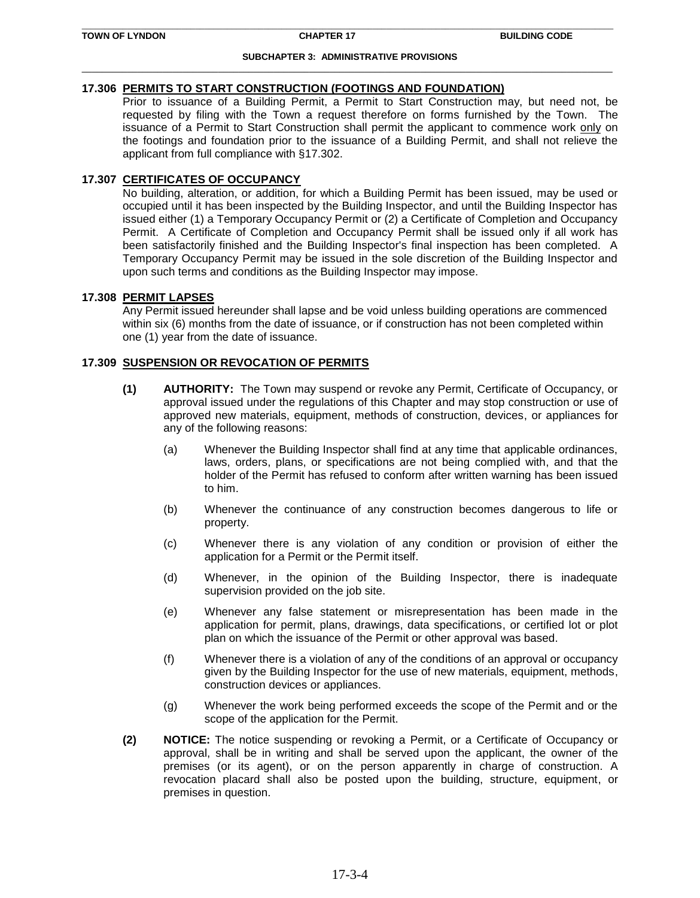### 17.306 PERMITS TO START CONSTRUCTION (FOOTINGS AND FOUNDATION)

Prior to issuance of a Building Permit, a Permit to Start Construction may, but need not, be requested by filing with the Town a request therefore on forms furnished by the Town. The issuance of a Permit to Start Construction shall permit the applicant to commence work only on the footings and foundation prior to the issuance of a Building Permit, and shall not relieve the applicant from full compliance with §17.302.

### 17.307 CERTIFICATES OF OCCUPANCY

No building, alteration, or addition, for which a Building Permit has been issued, may be used or occupied until it has been inspected by the Building Inspector, and until the Building Inspector has issued either (1) a Temporary Occupancy Permit or (2) a Certificate of Completion and Occupancy Permit. A Certificate of Completion and Occupancy Permit shall be issued only if all work has been satisfactorily finished and the Building Inspector's final inspection has been completed. A Temporary Occupancy Permit may be issued in the sole discretion of the Building Inspector and upon such terms and conditions as the Building Inspector may impose.

### 17.308 PERMIT LAPSES

Any Permit issued hereunder shall lapse and be void unless building operations are commenced within six (6) months from the date of issuance, or if construction has not been completed within one (1) year from the date of issuance.

### 17.309 SUSPENSION OR REVOCATION OF PERMITS

**(1) AUTHORITY:** The Town may suspend or revoke any Permit, Certificate of Occupancy, or approval issued under the regulations of this Chapter and may stop construction or use of approved new materials, equipment, methods of construction, devices, or appliances for any of the following reasons:

(a) Whenever the Building Inspector shall find at any time that applicable ordinances, laws, orders, plans, or specifications are not being complied with, and that the holder of the Permit has refused to conform after written warning has been issued to him.

(b) Whenever the continuance of any construction becomes dangerous to life or property.

(c) Whenever there is any violation of any condition or provision of either the application for a Permit or the Permit itself.

(d) Whenever, in the opinion of the Building Inspector, there is inadequate supervision provided on the job site.

(e) Whenever any false statement or misrepresentation has been made in the application for permit, plans, drawings, data specifications, or certified lot or plot plan on which the issuance of the Permit or other approval was based.

(f) Whenever there is a violation of any of the conditions of an approval or occupancy given by the Building Inspector for the use of new materials, equipment, methods, construction devices or appliances.

(g) Whenever the work being performed exceeds the scope of the Permit and or the scope of the application for the Permit.

**(2) NOTICE:** The notice suspending or revoking a Permit, or a Certificate of Occupancy or approval, shall be in writing and shall be served upon the applicant, the owner of the premises (or its agent), or on the person apparently in charge of construction. A revocation placard shall also be posted upon the building, structure, equipment, or premises in question.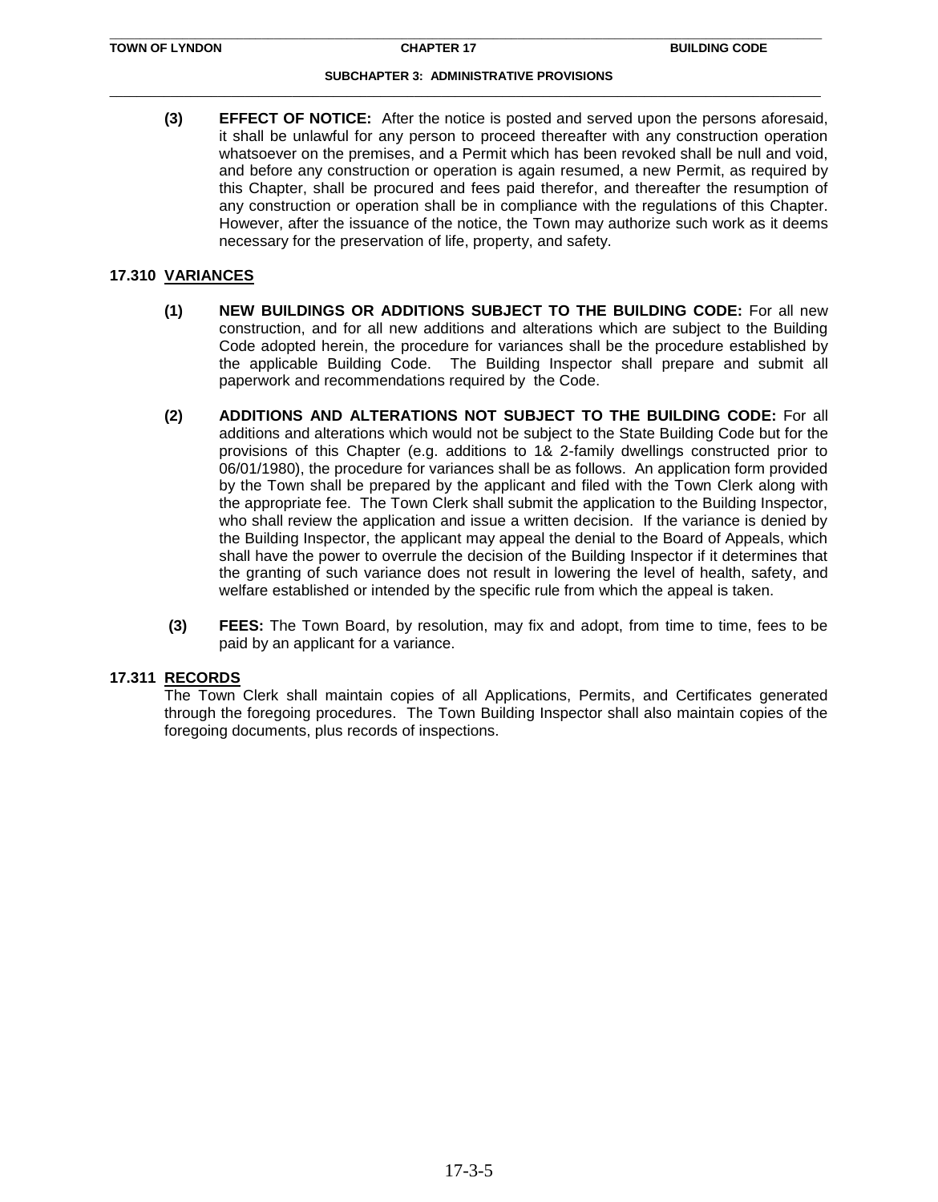**(3) EFFECT OF NOTICE:** After the notice is posted and served upon the persons aforesaid, it shall be unlawful for any person to proceed thereafter with any construction operation whatsoever on the premises, and a Permit which has been revoked shall be null and void, and before any construction or operation is again resumed, a new Permit, as required by this Chapter, shall be procured and fees paid therefor, and thereafter the resumption of any construction or operation shall be in compliance with the regulations of this Chapter. However, after the issuance of the notice, the Town may authorize such work as it deems necessary for the preservation of life, property, and safety.

## 17.310 VARIANCES

**(1) NEW BUILDINGS OR ADDITIONS SUBJECT TO THE BUILDING CODE:** For all new construction, and for all new additions and alterations which are subject to the Building Code adopted herein, the procedure for variances shall be the procedure established by the applicable Building Code. The Building Inspector shall prepare and submit all paperwork and recommendations required by the Code.

**(2) ADDITIONS AND ALTERATIONS NOT SUBJECT TO THE BUILDING CODE:** For all additions and alterations which would not be subject to the State Building Code but for the provisions of this Chapter (e.g. additions to 1& 2-family dwellings constructed prior to 06/01/1980), the procedure for variances shall be as follows. An application form provided by the Town shall be prepared by the applicant and filed with the Town Clerk along with the appropriate fee. The Town Clerk shall submit the application to the Building Inspector, who shall review the application and issue a written decision. If the variance is denied by the Building Inspector, the applicant may appeal the denial to the Board of Appeals, which shall have the power to overrule the decision of the Building Inspector if it determines that the granting of such variance does not result in lowering the level of health, safety, and welfare established or intended by the specific rule from which the appeal is taken.

**(3) FEES:** The Town Board, by resolution, may fix and adopt, from time to time, fees to be paid by an applicant for a variance.

## 17.311 RECORDS

The Town Clerk shall maintain copies of all Applications, Permits, and Certificates generated through the foregoing procedures. The Town Building Inspector shall also maintain copies of the foregoing documents, plus records of inspections.